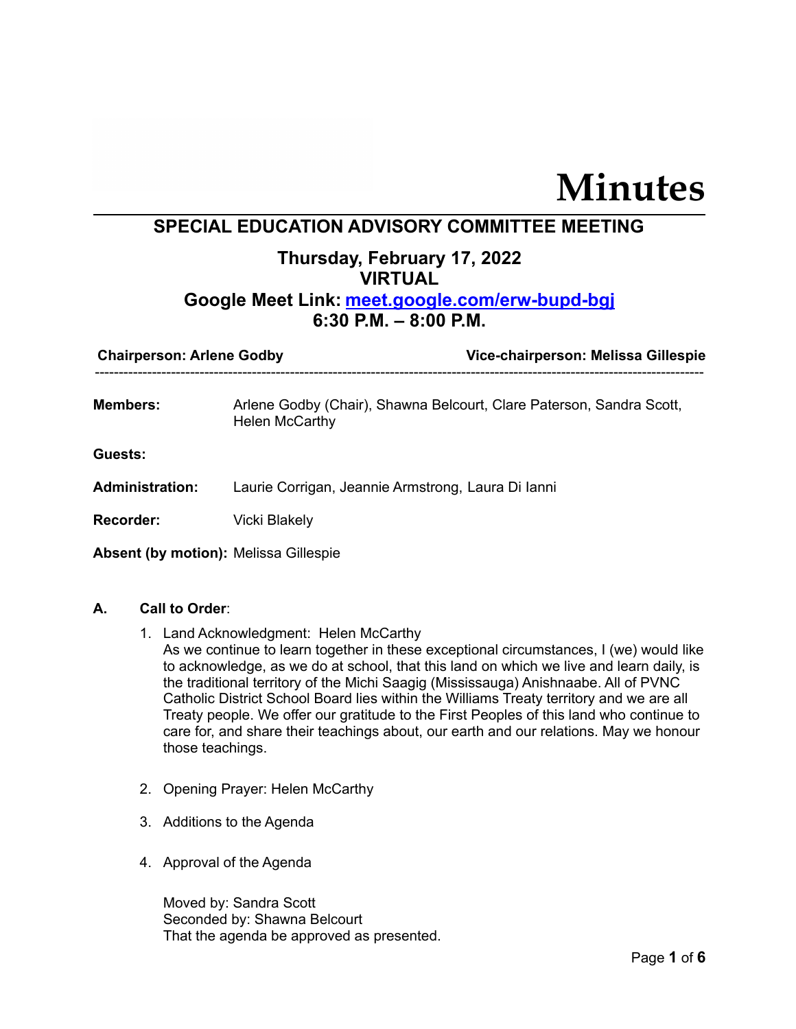# Minutes

## SPECIAL EDUCATION ADVISORY COMMITTEE MEETING

### Thursday, February 17, 2022
### VIRTUAL
### Google Meet Link: [meet.google.com/erw-bupd-bgj](https://meet.google.com/erw-bupd-bgj)
### 6:30 P.M. – 8:00 P.M.

**Chairperson: Arlene Godby** **Vice-chairperson: Melissa Gillespie**

---

**Members:** Arlene Godby (Chair), Shawna Belcourt, Clare Paterson, Sandra Scott, Helen McCarthy

**Guests:**

**Administration:** Laurie Corrigan, Jeannie Armstrong, Laura Di Ianni

**Recorder:** Vicki Blakely

**Absent (by motion):** Melissa Gillespie

**A. Call to Order**:

1. Land Acknowledgment: Helen McCarthy
   As we continue to learn together in these exceptional circumstances, I (we) would like to acknowledge, as we do at school, that this land on which we live and learn daily, is the traditional territory of the Michi Saagig (Mississauga) Anishnaabe. All of PVNC Catholic District School Board lies within the Williams Treaty territory and we are all Treaty people. We offer our gratitude to the First Peoples of this land who continue to care for, and share their teachings about, our earth and our relations. May we honour those teachings.

2. Opening Prayer: Helen McCarthy

3. Additions to the Agenda

4. Approval of the Agenda

   Moved by: Sandra Scott
   Seconded by: Shawna Belcourt
   That the agenda be approved as presented.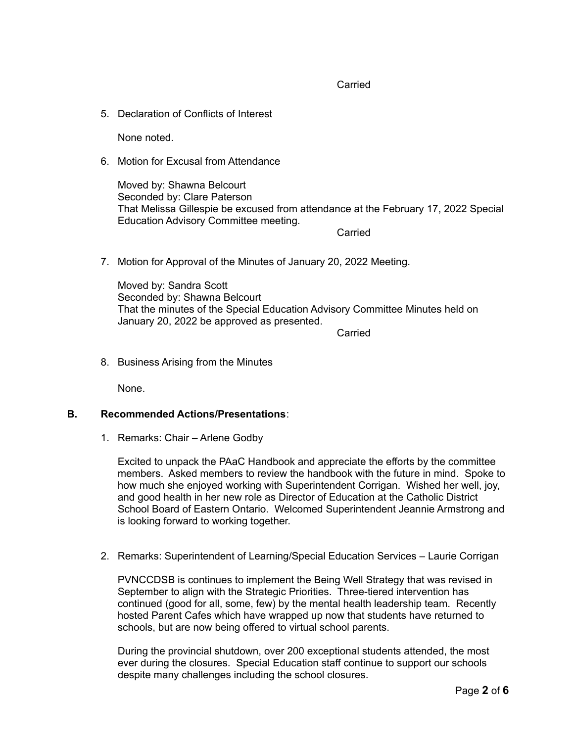Carried

5. Declaration of Conflicts of Interest

   None noted.

6. Motion for Excusal from Attendance

   Moved by: Shawna Belcourt
   Seconded by: Clare Paterson
   That Melissa Gillespie be excused from attendance at the February 17, 2022 Special Education Advisory Committee meeting.

   Carried

7. Motion for Approval of the Minutes of January 20, 2022 Meeting.

   Moved by: Sandra Scott
   Seconded by: Shawna Belcourt
   That the minutes of the Special Education Advisory Committee Minutes held on January 20, 2022 be approved as presented.

   Carried

8. Business Arising from the Minutes

   None.

**B. Recommended Actions/Presentations**:

1. Remarks: Chair – Arlene Godby

   Excited to unpack the PAaC Handbook and appreciate the efforts by the committee members. Asked members to review the handbook with the future in mind. Spoke to how much she enjoyed working with Superintendent Corrigan. Wished her well, joy, and good health in her new role as Director of Education at the Catholic District School Board of Eastern Ontario. Welcomed Superintendent Jeannie Armstrong and is looking forward to working together.

2. Remarks: Superintendent of Learning/Special Education Services – Laurie Corrigan

   PVNCCDSB is continues to implement the Being Well Strategy that was revised in September to align with the Strategic Priorities. Three-tiered intervention has continued (good for all, some, few) by the mental health leadership team. Recently hosted Parent Cafes which have wrapped up now that students have returned to schools, but are now being offered to virtual school parents.

   During the provincial shutdown, over 200 exceptional students attended, the most ever during the closures. Special Education staff continue to support our schools despite many challenges including the school closures.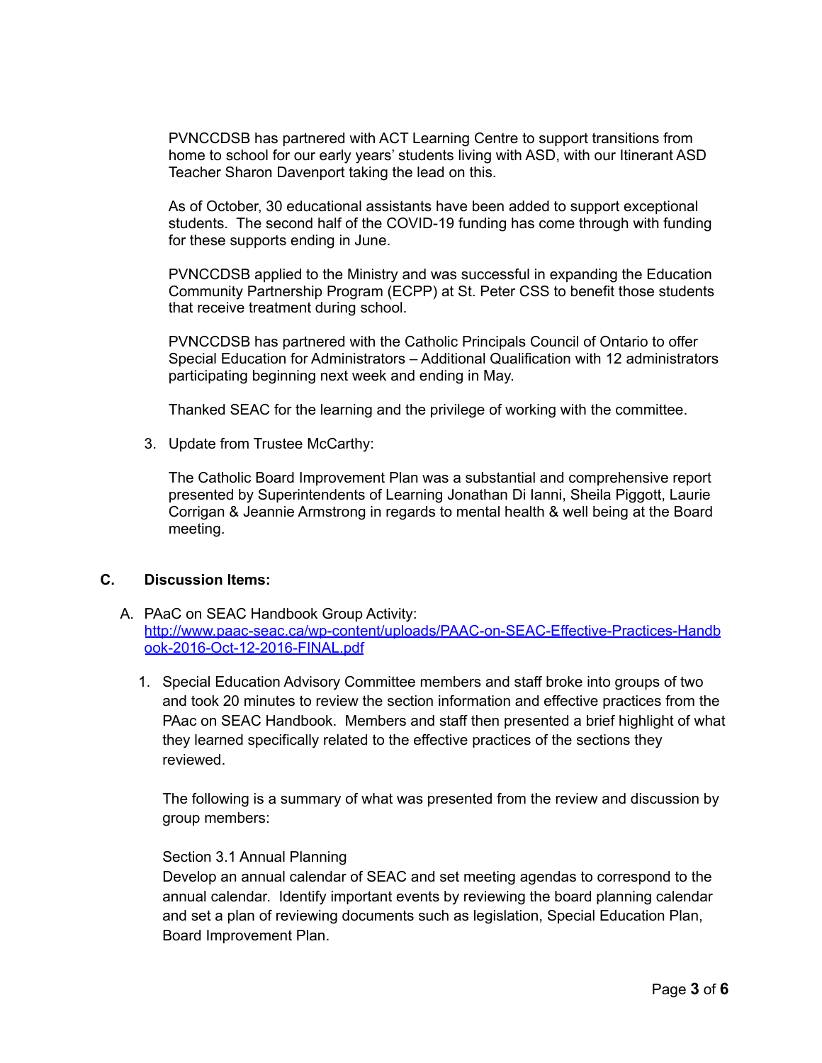PVNCCDSB has partnered with ACT Learning Centre to support transitions from home to school for our early years' students living with ASD, with our Itinerant ASD Teacher Sharon Davenport taking the lead on this.

As of October, 30 educational assistants have been added to support exceptional students. The second half of the COVID-19 funding has come through with funding for these supports ending in June.

PVNCCDSB applied to the Ministry and was successful in expanding the Education Community Partnership Program (ECPP) at St. Peter CSS to benefit those students that receive treatment during school.

PVNCCDSB has partnered with the Catholic Principals Council of Ontario to offer Special Education for Administrators – Additional Qualification with 12 administrators participating beginning next week and ending in May.

Thanked SEAC for the learning and the privilege of working with the committee.

3. Update from Trustee McCarthy:

   The Catholic Board Improvement Plan was a substantial and comprehensive report presented by Superintendents of Learning Jonathan Di Ianni, Sheila Piggott, Laurie Corrigan & Jeannie Armstrong in regards to mental health & well being at the Board meeting.

**C. Discussion Items:**

A. PAaC on SEAC Handbook Group Activity: [http://www.paac-seac.ca/wp-content/uploads/PAAC-on-SEAC-Effective-Practices-Handbook-2016-Oct-12-2016-FINAL.pdf](http://www.paac-seac.ca/wp-content/uploads/PAAC-on-SEAC-Effective-Practices-Handbook-2016-Oct-12-2016-FINAL.pdf)

   1. Special Education Advisory Committee members and staff broke into groups of two and took 20 minutes to review the section information and effective practices from the PAac on SEAC Handbook. Members and staff then presented a brief highlight of what they learned specifically related to the effective practices of the sections they reviewed.

      The following is a summary of what was presented from the review and discussion by group members:

      Section 3.1 Annual Planning
      Develop an annual calendar of SEAC and set meeting agendas to correspond to the annual calendar. Identify important events by reviewing the board planning calendar and set a plan of reviewing documents such as legislation, Special Education Plan, Board Improvement Plan.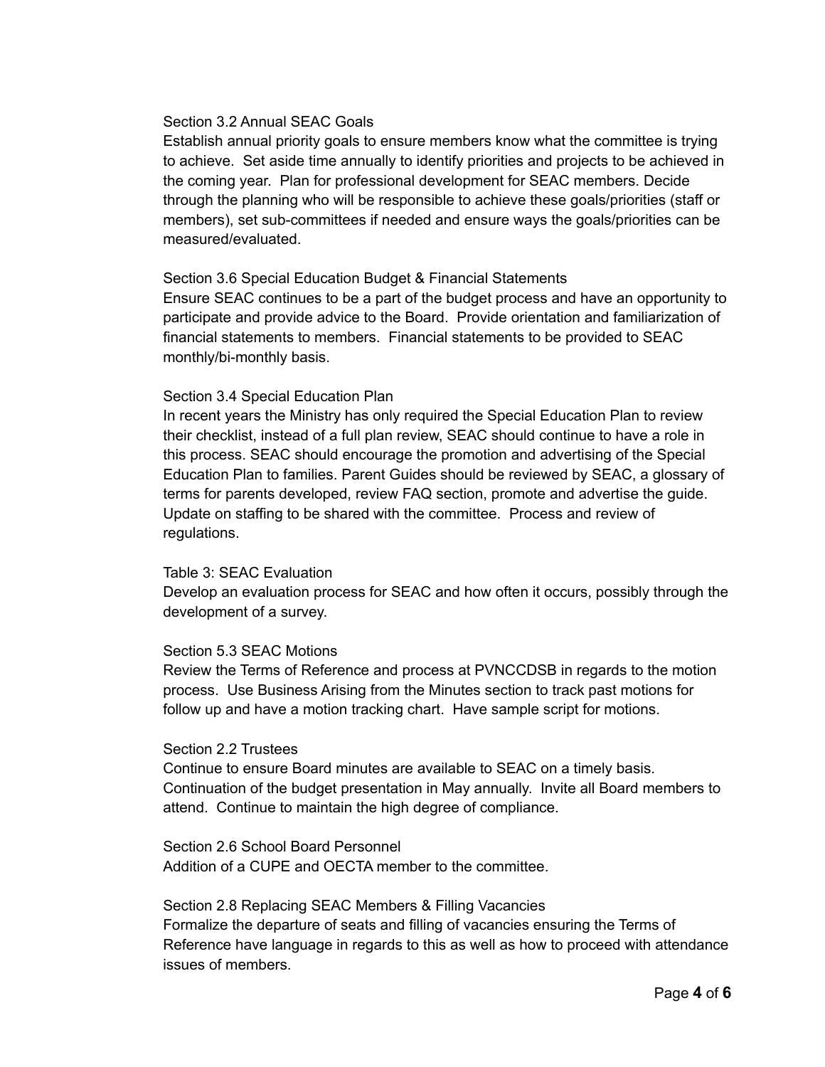Section 3.2 Annual SEAC Goals

Establish annual priority goals to ensure members know what the committee is trying to achieve. Set aside time annually to identify priorities and projects to be achieved in the coming year. Plan for professional development for SEAC members. Decide through the planning who will be responsible to achieve these goals/priorities (staff or members), set sub-committees if needed and ensure ways the goals/priorities can be measured/evaluated.

Section 3.6 Special Education Budget & Financial Statements

Ensure SEAC continues to be a part of the budget process and have an opportunity to participate and provide advice to the Board. Provide orientation and familiarization of financial statements to members. Financial statements to be provided to SEAC monthly/bi-monthly basis.

Section 3.4 Special Education Plan

In recent years the Ministry has only required the Special Education Plan to review their checklist, instead of a full plan review, SEAC should continue to have a role in this process. SEAC should encourage the promotion and advertising of the Special Education Plan to families. Parent Guides should be reviewed by SEAC, a glossary of terms for parents developed, review FAQ section, promote and advertise the guide. Update on staffing to be shared with the committee. Process and review of regulations.

Table 3: SEAC Evaluation

Develop an evaluation process for SEAC and how often it occurs, possibly through the development of a survey.

Section 5.3 SEAC Motions

Review the Terms of Reference and process at PVNCCDSB in regards to the motion process. Use Business Arising from the Minutes section to track past motions for follow up and have a motion tracking chart. Have sample script for motions.

Section 2.2 Trustees

Continue to ensure Board minutes are available to SEAC on a timely basis. Continuation of the budget presentation in May annually. Invite all Board members to attend. Continue to maintain the high degree of compliance.

Section 2.6 School Board Personnel

Addition of a CUPE and OECTA member to the committee.

Section 2.8 Replacing SEAC Members & Filling Vacancies

Formalize the departure of seats and filling of vacancies ensuring the Terms of Reference have language in regards to this as well as how to proceed with attendance issues of members.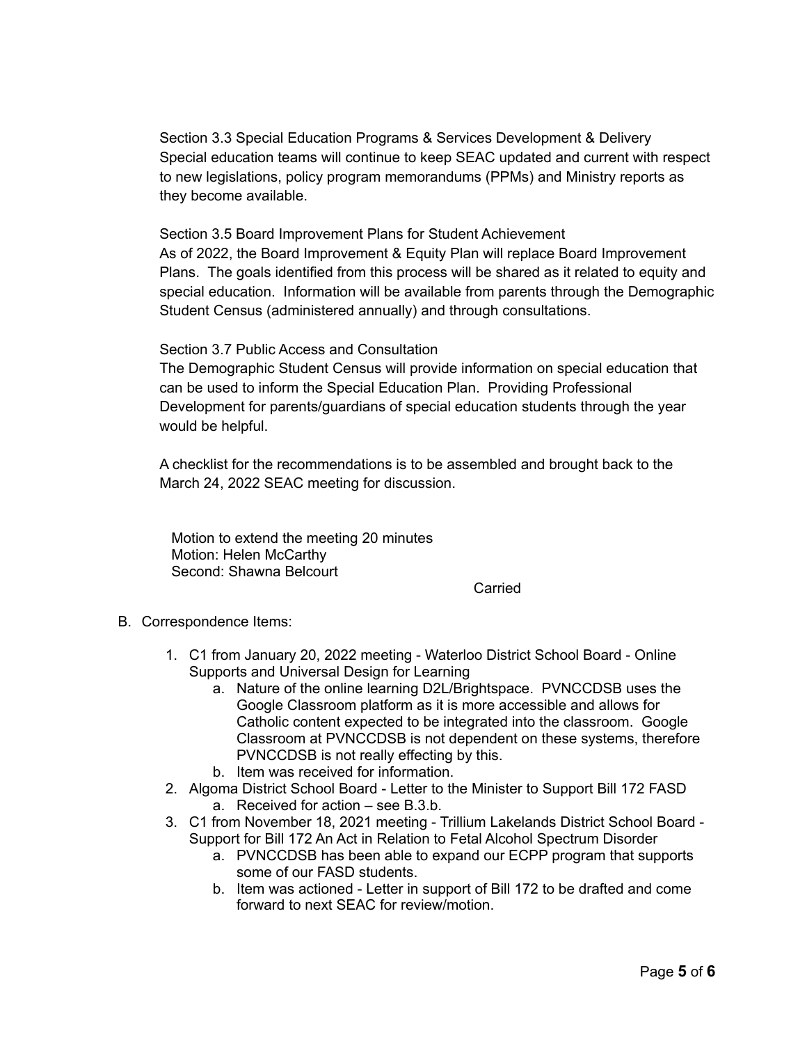Section 3.3 Special Education Programs & Services Development & Delivery
Special education teams will continue to keep SEAC updated and current with respect to new legislations, policy program memorandums (PPMs) and Ministry reports as they become available.

Section 3.5 Board Improvement Plans for Student Achievement
As of 2022, the Board Improvement & Equity Plan will replace Board Improvement Plans. The goals identified from this process will be shared as it related to equity and special education. Information will be available from parents through the Demographic Student Census (administered annually) and through consultations.

Section 3.7 Public Access and Consultation
The Demographic Student Census will provide information on special education that can be used to inform the Special Education Plan. Providing Professional Development for parents/guardians of special education students through the year would be helpful.

A checklist for the recommendations is to be assembled and brought back to the March 24, 2022 SEAC meeting for discussion.

Motion to extend the meeting 20 minutes
Motion: Helen McCarthy
Second: Shawna Belcourt

Carried

B. Correspondence Items:

1. C1 from January 20, 2022 meeting - Waterloo District School Board - Online Supports and Universal Design for Learning
   a. Nature of the online learning D2L/Brightspace. PVNCCDSB uses the Google Classroom platform as it is more accessible and allows for Catholic content expected to be integrated into the classroom. Google Classroom at PVNCCDSB is not dependent on these systems, therefore PVNCCDSB is not really effecting by this.
   b. Item was received for information.
2. Algoma District School Board - Letter to the Minister to Support Bill 172 FASD
   a. Received for action – see B.3.b.
3. C1 from November 18, 2021 meeting - Trillium Lakelands District School Board - Support for Bill 172 An Act in Relation to Fetal Alcohol Spectrum Disorder
   a. PVNCCDSB has been able to expand our ECPP program that supports some of our FASD students.
   b. Item was actioned - Letter in support of Bill 172 to be drafted and come forward to next SEAC for review/motion.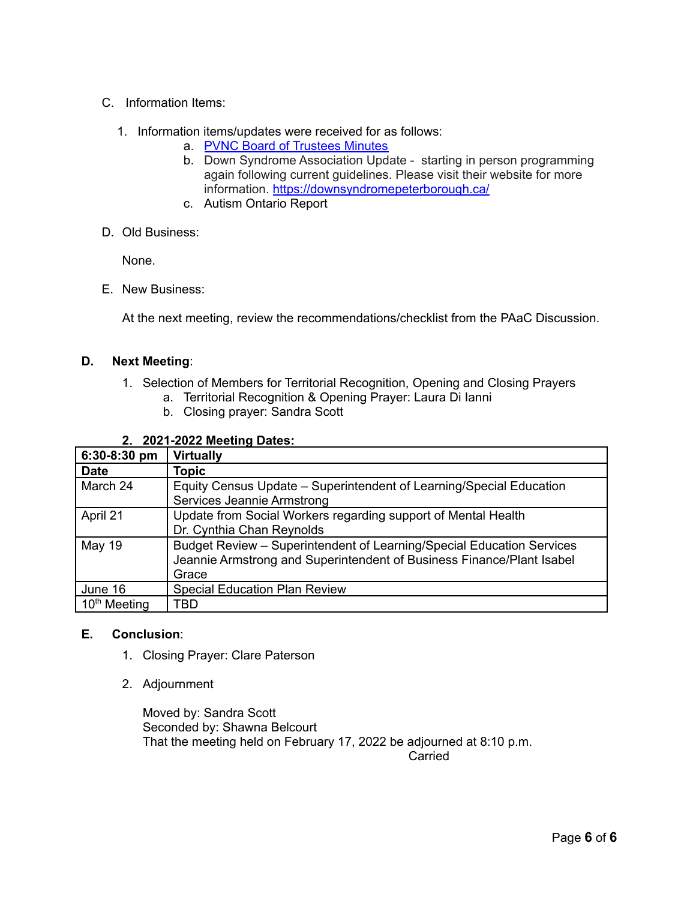C. Information Items:

1. Information items/updates were received for as follows:
    a. [PVNC Board of Trustees Minutes]
    b. Down Syndrome Association Update - starting in person programming again following current guidelines. Please visit their website for more information. https://downsyndromepeterborough.ca/
    c. Autism Ontario Report

D. Old Business:

None.

E. New Business:

At the next meeting, review the recommendations/checklist from the PAaC Discussion.

**D. Next Meeting**:

1. Selection of Members for Territorial Recognition, Opening and Closing Prayers
    a. Territorial Recognition & Opening Prayer: Laura Di Ianni
    b. Closing prayer: Sandra Scott

**2. 2021-2022 Meeting Dates:**

| **6:30-8:30 pm** | **Virtually** |
|---|---|
| **Date** | **Topic** |
| March 24 | Equity Census Update – Superintendent of Learning/Special Education Services Jeannie Armstrong |
| April 21 | Update from Social Workers regarding support of Mental Health Dr. Cynthia Chan Reynolds |
| May 19 | Budget Review – Superintendent of Learning/Special Education Services Jeannie Armstrong and Superintendent of Business Finance/Plant Isabel Grace |
| June 16 | Special Education Plan Review |
| 10th Meeting | TBD |

**E. Conclusion**:

1. Closing Prayer: Clare Paterson

2. Adjournment

Moved by: Sandra Scott
Seconded by: Shawna Belcourt
That the meeting held on February 17, 2022 be adjourned at 8:10 p.m.
Carried